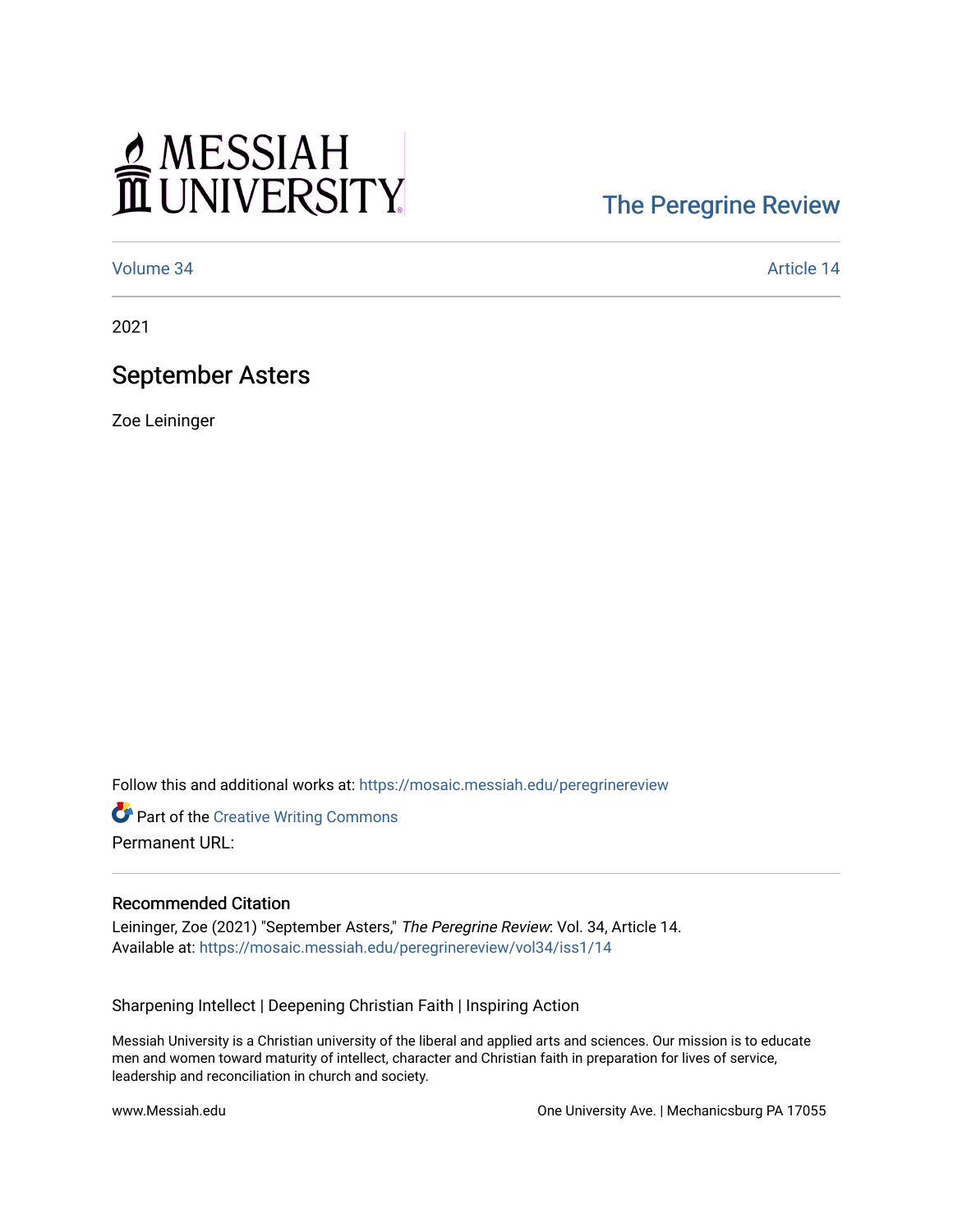MESSIAH UNIVERSITY

The Peregrine Review

Volume 34 Article 14

2021

# September Asters

Zoe Leininger

Follow this and additional works at: https://mosaic.messiah.edu/peregrinereview

Part of the Creative Writing Commons

Permanent URL:

## Recommended Citation

Leininger, Zoe (2021) "September Asters," *The Peregrine Review*: Vol. 34, Article 14.
Available at: https://mosaic.messiah.edu/peregrinereview/vol34/iss1/14

Sharpening Intellect | Deepening Christian Faith | Inspiring Action

Messiah University is a Christian university of the liberal and applied arts and sciences. Our mission is to educate men and women toward maturity of intellect, character and Christian faith in preparation for lives of service, leadership and reconciliation in church and society.

www.Messiah.edu One University Ave. | Mechanicsburg PA 17055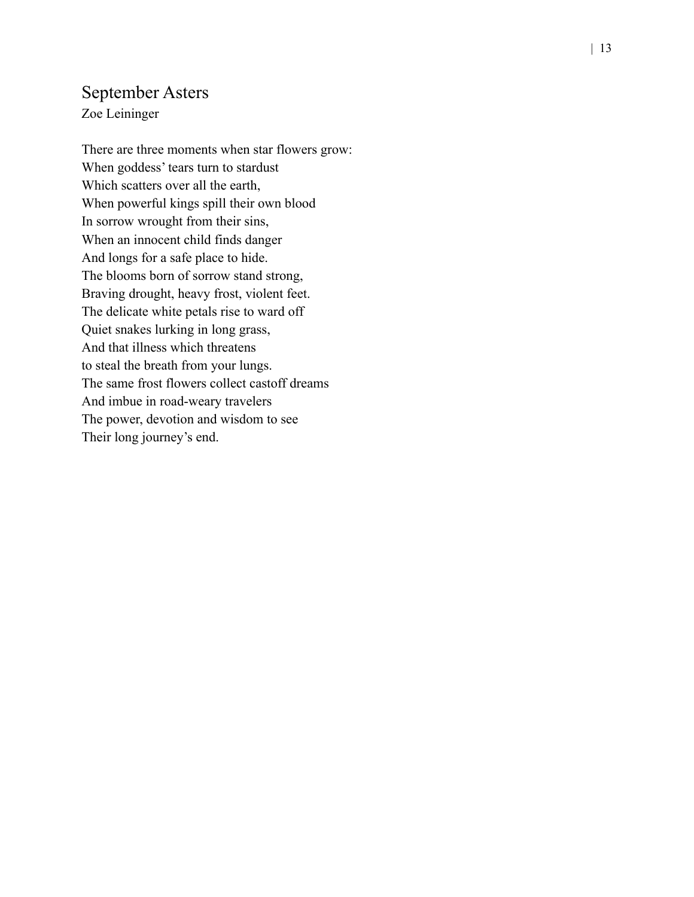# September Asters

Zoe Leininger

There are three moments when star flowers grow:
When goddess' tears turn to stardust
Which scatters over all the earth,
When powerful kings spill their own blood
In sorrow wrought from their sins,
When an innocent child finds danger
And longs for a safe place to hide.
The blooms born of sorrow stand strong,
Braving drought, heavy frost, violent feet.
The delicate white petals rise to ward off
Quiet snakes lurking in long grass,
And that illness which threatens
to steal the breath from your lungs.
The same frost flowers collect castoff dreams
And imbue in road-weary travelers
The power, devotion and wisdom to see
Their long journey's end.